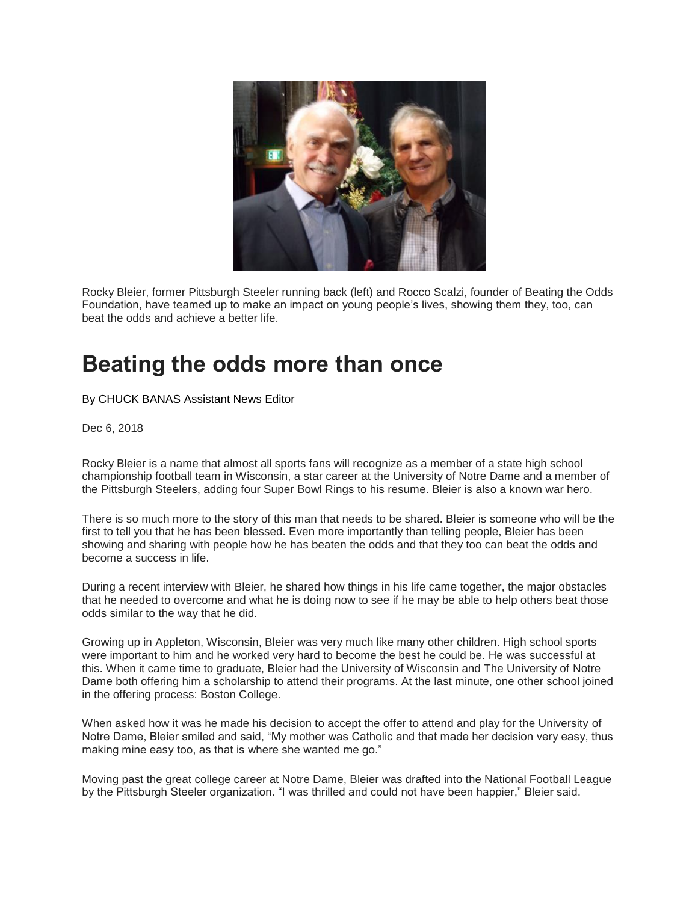Rocky Bleier, former Pittsburgh Steeler running back (left) and Rocco Scalzi, founder of Beating the Odds Foundation, have teamed up to make an impact on young people's lives, showing them they, too, can beat the odds and achieve a better life.

# Beating the odds more than once

By CHUCK BANAS Assistant News Editor

Dec 6, 2018

Rocky Bleier is a name that almost all sports fans will recognize as a member of a state high school championship football team in Wisconsin, a star career at the University of Notre Dame and a member of the Pittsburgh Steelers, adding four Super Bowl Rings to his resume. Bleier is also a known war hero.

There is so much more to the story of this man that needs to be shared. Bleier is someone who will be the first to tell you that he has been blessed. Even more importantly than telling people, Bleier has been showing and sharing with people how he has beaten the odds and that they too can beat the odds and become a success in life.

During a recent interview with Bleier, he shared how things in his life came together, the major obstacles that he needed to overcome and what he is doing now to see if he may be able to help others beat those odds similar to the way that he did.

Growing up in Appleton, Wisconsin, Bleier was very much like many other children. High school sports were important to him and he worked very hard to become the best he could be. He was successful at this. When it came time to graduate, Bleier had the University of Wisconsin and The University of Notre Dame both offering him a scholarship to attend their programs. At the last minute, one other school joined in the offering process: Boston College.

When asked how it was he made his decision to accept the offer to attend and play for the University of Notre Dame, Bleier smiled and said, "My mother was Catholic and that made her decision very easy, thus making mine easy too, as that is where she wanted me go."

Moving past the great college career at Notre Dame, Bleier was drafted into the National Football League by the Pittsburgh Steeler organization. "I was thrilled and could not have been happier," Bleier said.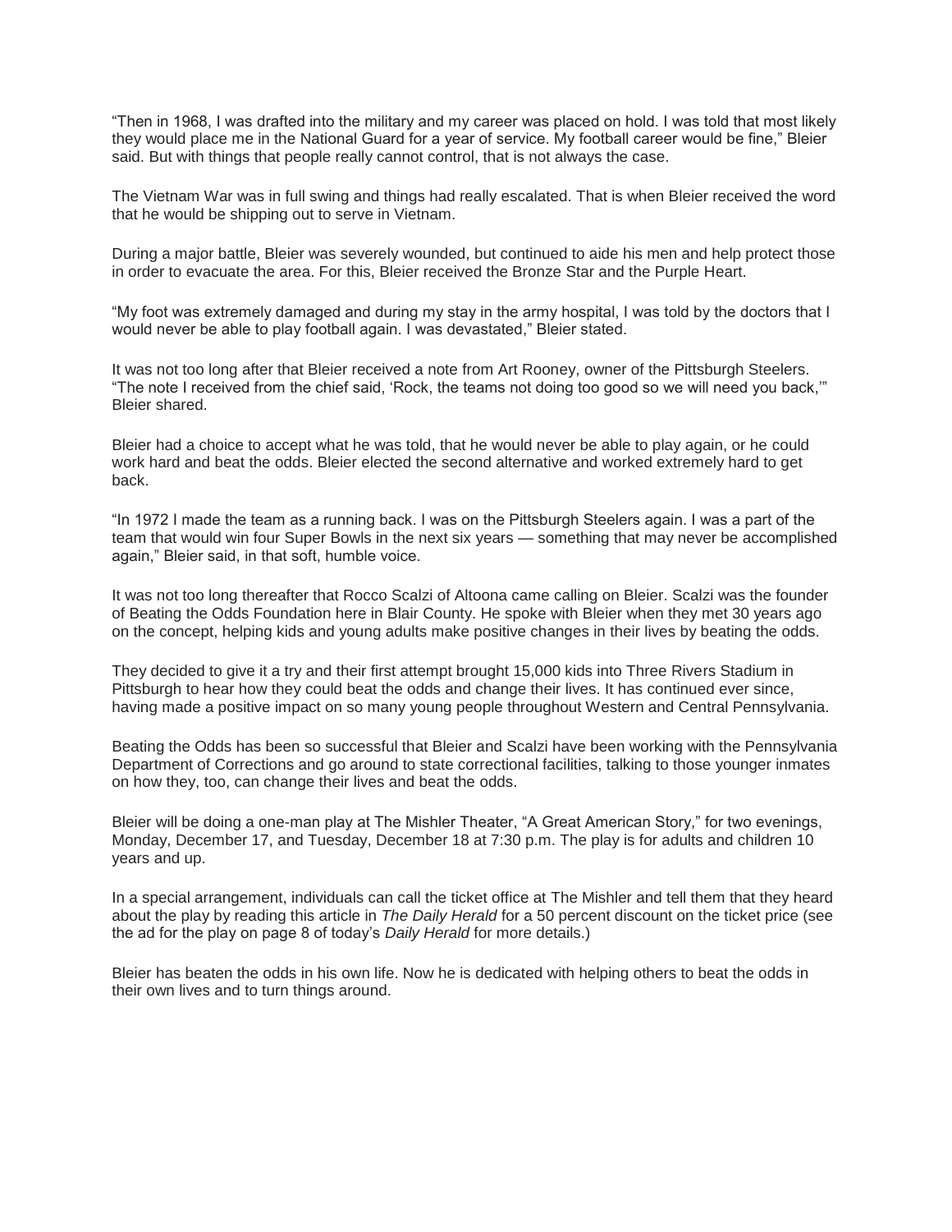"Then in 1968, I was drafted into the military and my career was placed on hold. I was told that most likely they would place me in the National Guard for a year of service. My football career would be fine," Bleier said. But with things that people really cannot control, that is not always the case.

The Vietnam War was in full swing and things had really escalated. That is when Bleier received the word that he would be shipping out to serve in Vietnam.

During a major battle, Bleier was severely wounded, but continued to aide his men and help protect those in order to evacuate the area. For this, Bleier received the Bronze Star and the Purple Heart.

"My foot was extremely damaged and during my stay in the army hospital, I was told by the doctors that I would never be able to play football again. I was devastated," Bleier stated.

It was not too long after that Bleier received a note from Art Rooney, owner of the Pittsburgh Steelers. "The note I received from the chief said, 'Rock, the teams not doing too good so we will need you back,'" Bleier shared.

Bleier had a choice to accept what he was told, that he would never be able to play again, or he could work hard and beat the odds. Bleier elected the second alternative and worked extremely hard to get back.

"In 1972 I made the team as a running back. I was on the Pittsburgh Steelers again. I was a part of the team that would win four Super Bowls in the next six years — something that may never be accomplished again," Bleier said, in that soft, humble voice.

It was not too long thereafter that Rocco Scalzi of Altoona came calling on Bleier. Scalzi was the founder of Beating the Odds Foundation here in Blair County. He spoke with Bleier when they met 30 years ago on the concept, helping kids and young adults make positive changes in their lives by beating the odds.

They decided to give it a try and their first attempt brought 15,000 kids into Three Rivers Stadium in Pittsburgh to hear how they could beat the odds and change their lives. It has continued ever since, having made a positive impact on so many young people throughout Western and Central Pennsylvania.

Beating the Odds has been so successful that Bleier and Scalzi have been working with the Pennsylvania Department of Corrections and go around to state correctional facilities, talking to those younger inmates on how they, too, can change their lives and beat the odds.

Bleier will be doing a one-man play at The Mishler Theater, "A Great American Story," for two evenings, Monday, December 17, and Tuesday, December 18 at 7:30 p.m. The play is for adults and children 10 years and up.

In a special arrangement, individuals can call the ticket office at The Mishler and tell them that they heard about the play by reading this article in *The Daily Herald* for a 50 percent discount on the ticket price (see the ad for the play on page 8 of today's *Daily Herald* for more details.)

Bleier has beaten the odds in his own life. Now he is dedicated with helping others to beat the odds in their own lives and to turn things around.